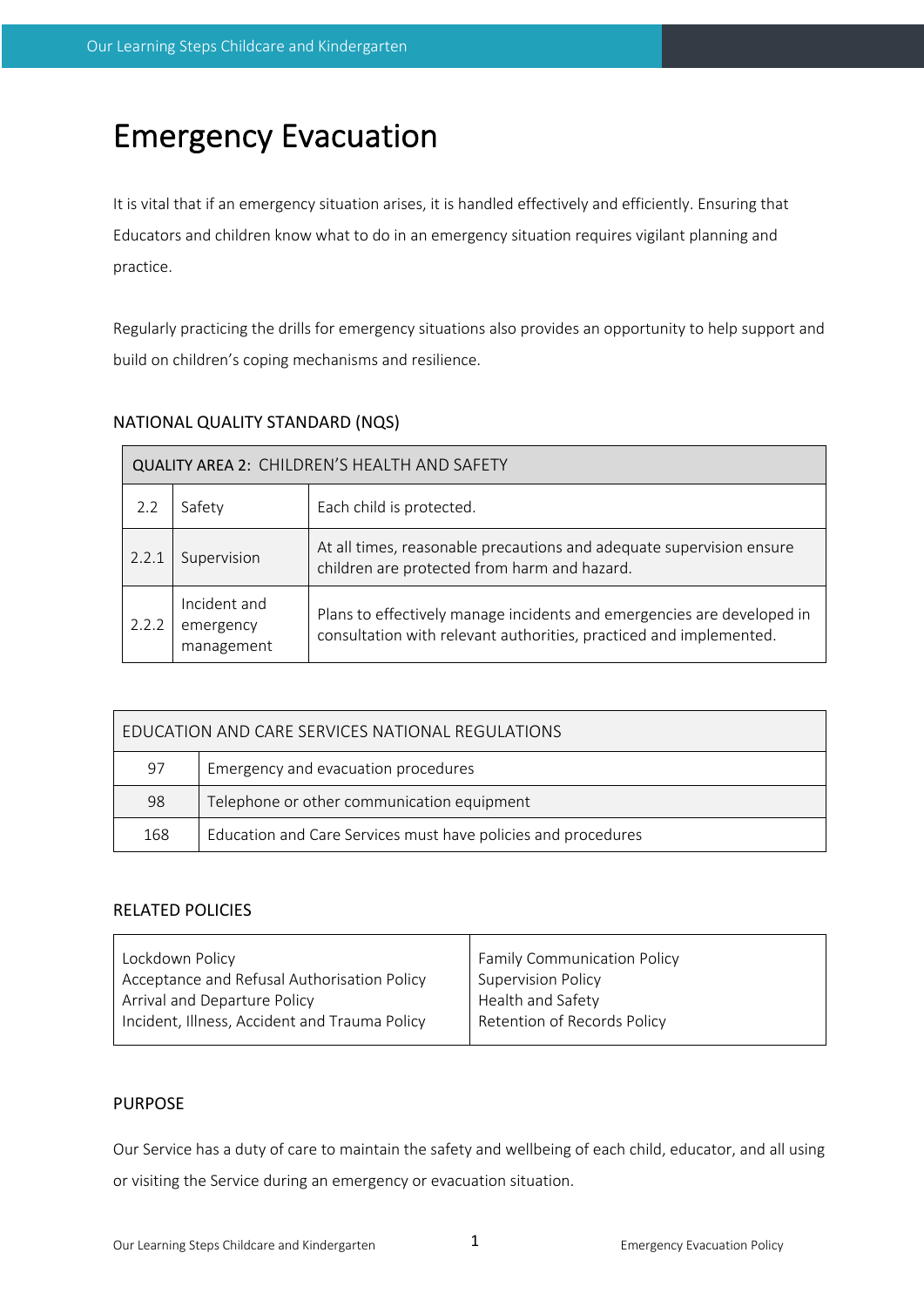# Emergency Evacuation

It is vital that if an emergency situation arises, it is handled effectively and efficiently. Ensuring that Educators and children know what to do in an emergency situation requires vigilant planning and practice.

Regularly practicing the drills for emergency situations also provides an opportunity to help support and build on children's coping mechanisms and resilience.

## NATIONAL QUALITY STANDARD (NQS)

| QUALITY AREA 2: CHILDREN'S HEALTH AND SAFETY | | |
|---|---|---|
| 2.2 | Safety | Each child is protected. |
| 2.2.1 | Supervision | At all times, reasonable precautions and adequate supervision ensure children are protected from harm and hazard. |
| 2.2.2 | Incident and emergency management | Plans to effectively manage incidents and emergencies are developed in consultation with relevant authorities, practiced and implemented. |

| EDUCATION AND CARE SERVICES NATIONAL REGULATIONS | |
|---|---|
| 97 | Emergency and evacuation procedures |
| 98 | Telephone or other communication equipment |
| 168 | Education and Care Services must have policies and procedures |

## RELATED POLICIES

| | |
|---|---|
| Lockdown Policy<br>Acceptance and Refusal Authorisation Policy<br>Arrival and Departure Policy<br>Incident, Illness, Accident and Trauma Policy | Family Communication Policy<br>Supervision Policy<br>Health and Safety<br>Retention of Records Policy |

## PURPOSE

Our Service has a duty of care to maintain the safety and wellbeing of each child, educator, and all using or visiting the Service during an emergency or evacuation situation.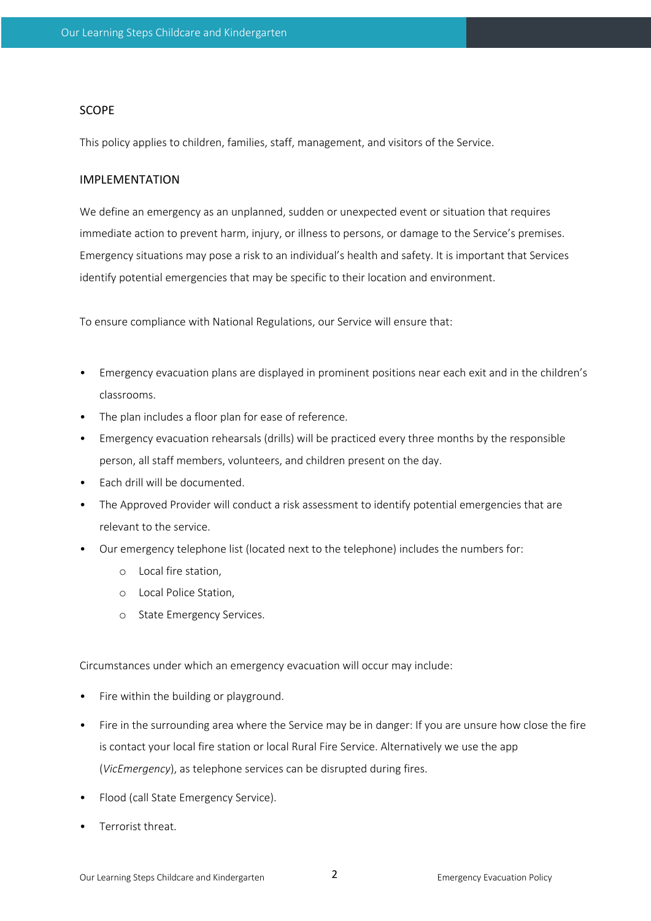## SCOPE

This policy applies to children, families, staff, management, and visitors of the Service.

## IMPLEMENTATION

We define an emergency as an unplanned, sudden or unexpected event or situation that requires immediate action to prevent harm, injury, or illness to persons, or damage to the Service's premises. Emergency situations may pose a risk to an individual's health and safety. It is important that Services identify potential emergencies that may be specific to their location and environment.

To ensure compliance with National Regulations, our Service will ensure that:

- Emergency evacuation plans are displayed in prominent positions near each exit and in the children's classrooms.
- The plan includes a floor plan for ease of reference.
- Emergency evacuation rehearsals (drills) will be practiced every three months by the responsible person, all staff members, volunteers, and children present on the day.
- Each drill will be documented.
- The Approved Provider will conduct a risk assessment to identify potential emergencies that are relevant to the service.
- Our emergency telephone list (located next to the telephone) includes the numbers for:
  - Local fire station,
  - Local Police Station,
  - State Emergency Services.

Circumstances under which an emergency evacuation will occur may include:

- Fire within the building or playground.
- Fire in the surrounding area where the Service may be in danger: If you are unsure how close the fire is contact your local fire station or local Rural Fire Service. Alternatively we use the app (*VicEmergency*), as telephone services can be disrupted during fires.
- Flood (call State Emergency Service).
- Terrorist threat.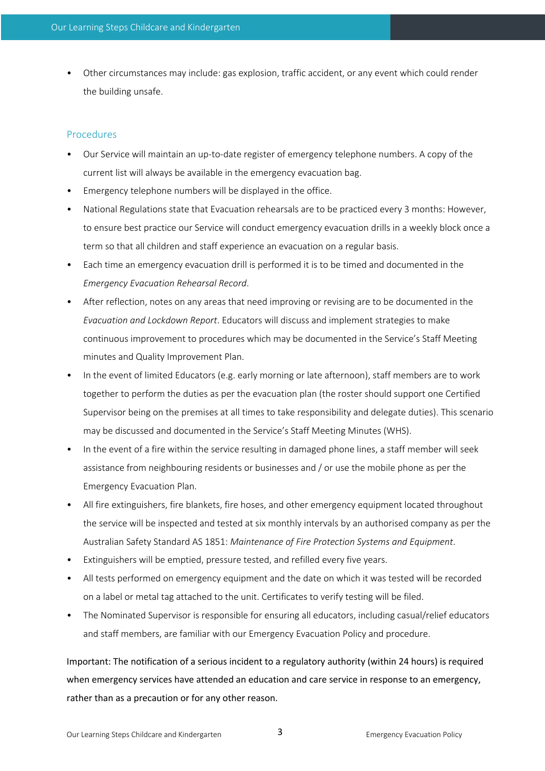- Other circumstances may include: gas explosion, traffic accident, or any event which could render the building unsafe.

## Procedures

- Our Service will maintain an up-to-date register of emergency telephone numbers. A copy of the current list will always be available in the emergency evacuation bag.
- Emergency telephone numbers will be displayed in the office.
- National Regulations state that Evacuation rehearsals are to be practiced every 3 months: However, to ensure best practice our Service will conduct emergency evacuation drills in a weekly block once a term so that all children and staff experience an evacuation on a regular basis.
- Each time an emergency evacuation drill is performed it is to be timed and documented in the *Emergency Evacuation Rehearsal Record*.
- After reflection, notes on any areas that need improving or revising are to be documented in the *Evacuation and Lockdown Report*. Educators will discuss and implement strategies to make continuous improvement to procedures which may be documented in the Service's Staff Meeting minutes and Quality Improvement Plan.
- In the event of limited Educators (e.g. early morning or late afternoon), staff members are to work together to perform the duties as per the evacuation plan (the roster should support one Certified Supervisor being on the premises at all times to take responsibility and delegate duties). This scenario may be discussed and documented in the Service's Staff Meeting Minutes (WHS).
- In the event of a fire within the service resulting in damaged phone lines, a staff member will seek assistance from neighbouring residents or businesses and / or use the mobile phone as per the Emergency Evacuation Plan.
- All fire extinguishers, fire blankets, fire hoses, and other emergency equipment located throughout the service will be inspected and tested at six monthly intervals by an authorised company as per the Australian Safety Standard AS 1851: *Maintenance of Fire Protection Systems and Equipment*.
- Extinguishers will be emptied, pressure tested, and refilled every five years.
- All tests performed on emergency equipment and the date on which it was tested will be recorded on a label or metal tag attached to the unit. Certificates to verify testing will be filed.
- The Nominated Supervisor is responsible for ensuring all educators, including casual/relief educators and staff members, are familiar with our Emergency Evacuation Policy and procedure.

Important: The notification of a serious incident to a regulatory authority (within 24 hours) is required when emergency services have attended an education and care service in response to an emergency, rather than as a precaution or for any other reason.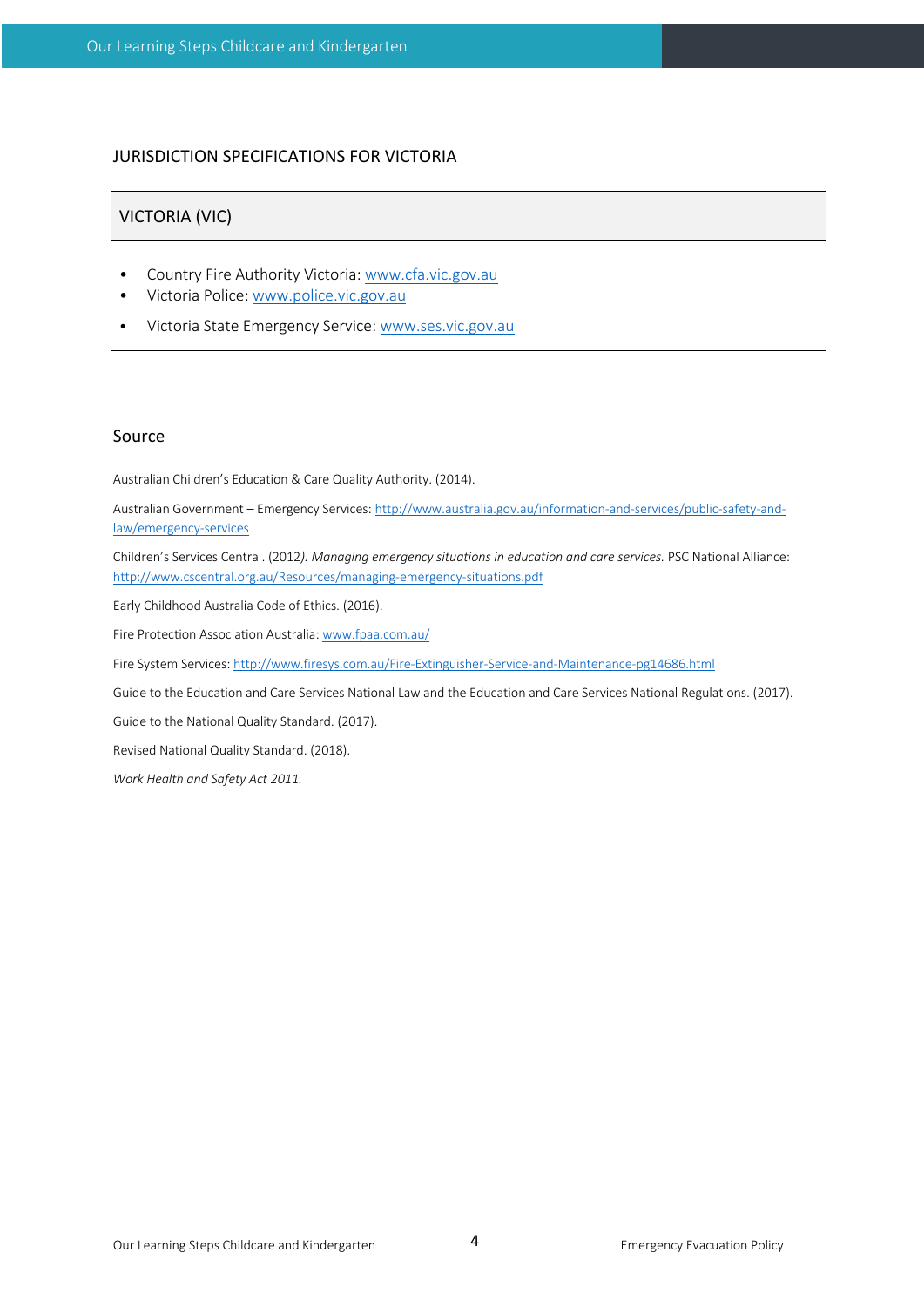## JURISDICTION SPECIFICATIONS FOR VICTORIA

| VICTORIA (VIC) |
|---|
| • Country Fire Authority Victoria: [www.cfa.vic.gov.au](http://www.cfa.vic.gov.au)<br>• Victoria Police: [www.police.vic.gov.au](http://www.police.vic.gov.au)<br>• Victoria State Emergency Service: [www.ses.vic.gov.au](http://www.ses.vic.gov.au) |

## Source

Australian Children's Education & Care Quality Authority. (2014).

Australian Government – Emergency Services: [http://www.australia.gov.au/information-and-services/public-safety-and-law/emergency-services](http://www.australia.gov.au/information-and-services/public-safety-and-law/emergency-services)

Children's Services Central. (2012*). Managing emergency situations in education and care services.* PSC National Alliance: [http://www.cscentral.org.au/Resources/managing-emergency-situations.pdf](http://www.cscentral.org.au/Resources/managing-emergency-situations.pdf)

Early Childhood Australia Code of Ethics. (2016).

Fire Protection Association Australia: [www.fpaa.com.au/](http://www.fpaa.com.au/)

Fire System Services: [http://www.firesys.com.au/Fire-Extinguisher-Service-and-Maintenance-pg14686.html](http://www.firesys.com.au/Fire-Extinguisher-Service-and-Maintenance-pg14686.html)

Guide to the Education and Care Services National Law and the Education and Care Services National Regulations. (2017).

Guide to the National Quality Standard. (2017).

Revised National Quality Standard. (2018).

*Work Health and Safety Act 2011.*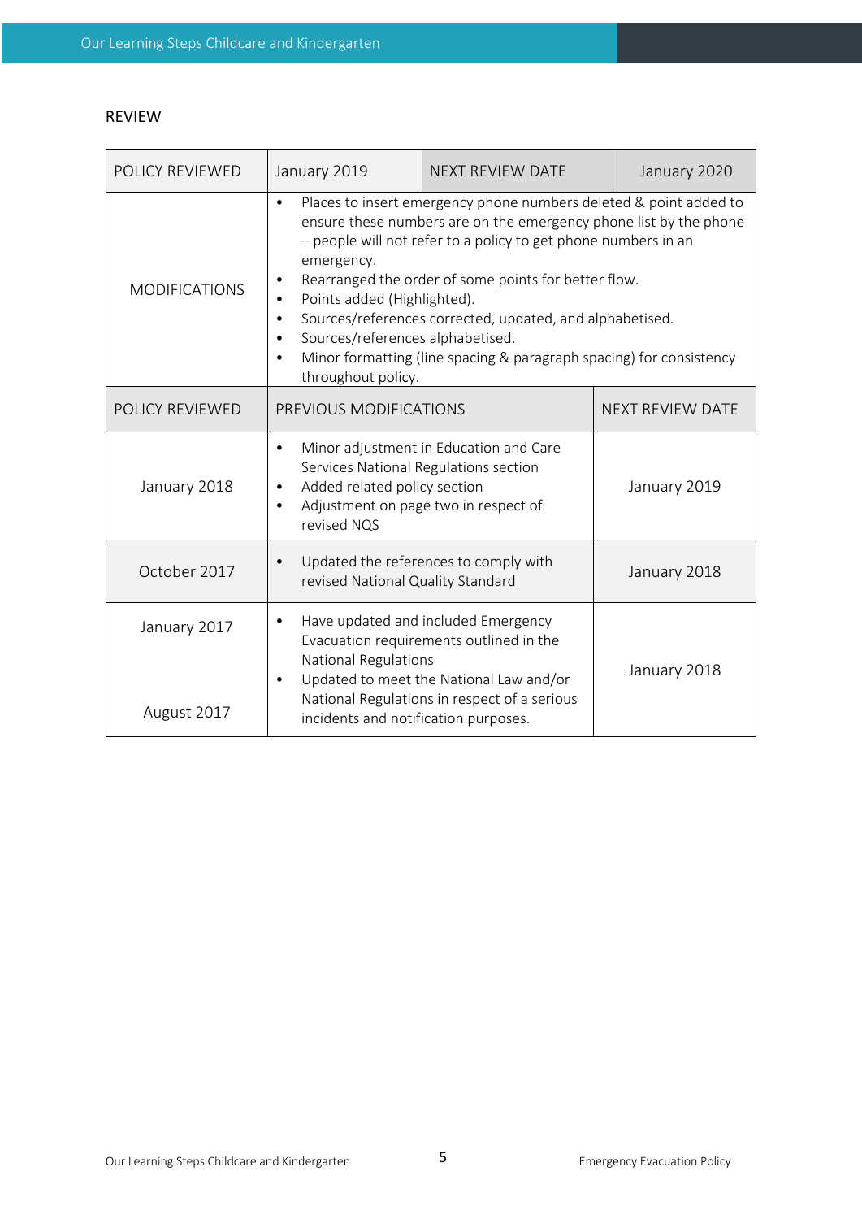REVIEW

| POLICY REVIEWED | January 2019 | NEXT REVIEW DATE | January 2020 |
|---|---|---|---|
| MODIFICATIONS | • Places to insert emergency phone numbers deleted & point added to ensure these numbers are on the emergency phone list by the phone – people will not refer to a policy to get phone numbers in an emergency.<br>• Rearranged the order of some points for better flow.<br>• Points added (Highlighted).<br>• Sources/references corrected, updated, and alphabetised.<br>• Sources/references alphabetised.<br>• Minor formatting (line spacing & paragraph spacing) for consistency throughout policy. | | |

| POLICY REVIEWED | PREVIOUS MODIFICATIONS | NEXT REVIEW DATE |
|---|---|---|
| January 2018 | • Minor adjustment in Education and Care Services National Regulations section<br>• Added related policy section<br>• Adjustment on page two in respect of revised NQS | January 2019 |
| October 2017 | • Updated the references to comply with revised National Quality Standard | January 2018 |
| January 2017<br><br>August 2017 | • Have updated and included Emergency Evacuation requirements outlined in the National Regulations<br>• Updated to meet the National Law and/or National Regulations in respect of a serious incidents and notification purposes. | January 2018 |